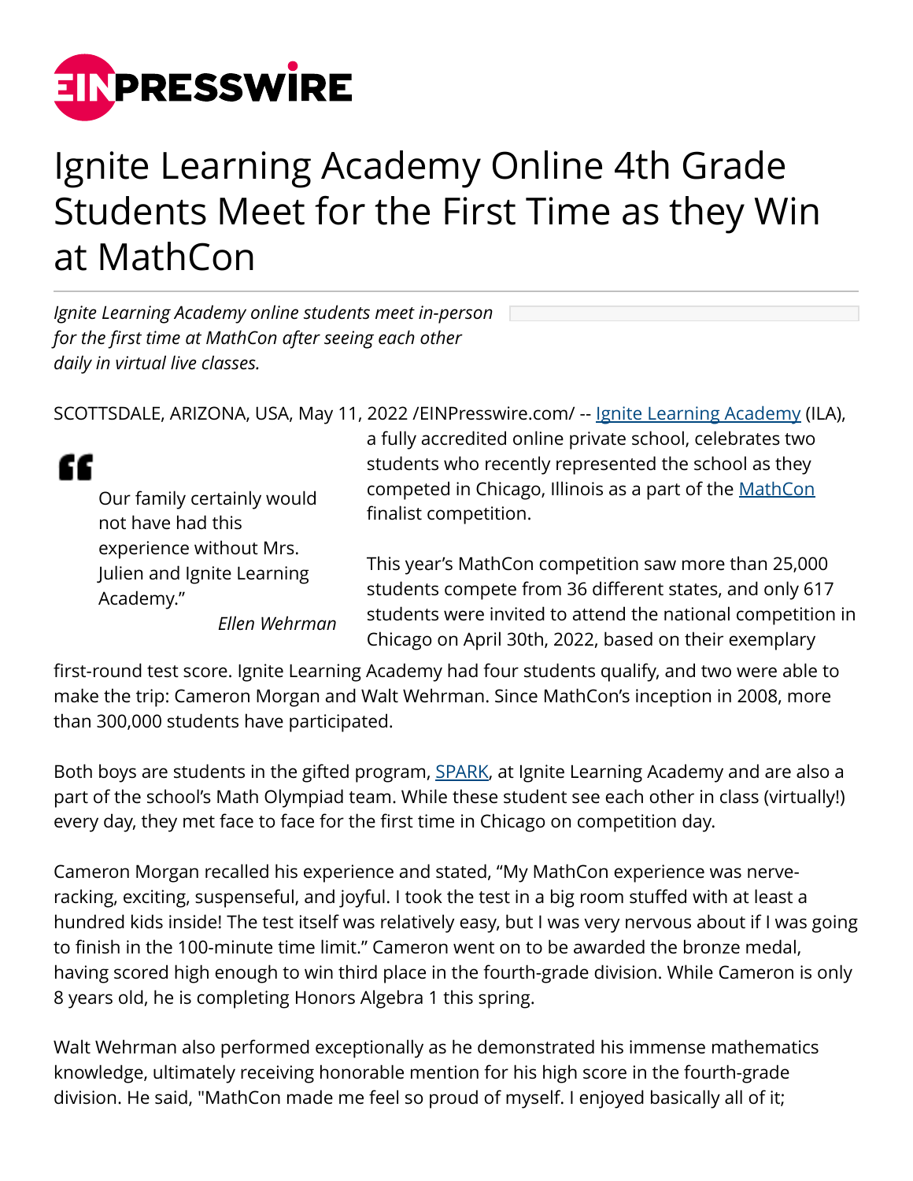# Ignite Learning Academy Online 4th Grade Students Meet for the First Time as they Win at MathCon

*Ignite Learning Academy online students meet in-person for the first time at MathCon after seeing each other daily in virtual live classes.*

SCOTTSDALE, ARIZONA, USA, May 11, 2022 /EINPresswire.com/ -- [Ignite Learning Academy](#) (ILA), a fully accredited online private school, celebrates two students who recently represented the school as they competed in Chicago, Illinois as a part of the [MathCon](#) finalist competition.

> Our family certainly would not have had this experience without Mrs. Julien and Ignite Learning Academy."
>
> *Ellen Wehrman*

This year's MathCon competition saw more than 25,000 students compete from 36 different states, and only 617 students were invited to attend the national competition in Chicago on April 30th, 2022, based on their exemplary first-round test score. Ignite Learning Academy had four students qualify, and two were able to make the trip: Cameron Morgan and Walt Wehrman. Since MathCon's inception in 2008, more than 300,000 students have participated.

Both boys are students in the gifted program, [SPARK](#), at Ignite Learning Academy and are also a part of the school's Math Olympiad team. While these student see each other in class (virtually!) every day, they met face to face for the first time in Chicago on competition day.

Cameron Morgan recalled his experience and stated, "My MathCon experience was nerve-racking, exciting, suspenseful, and joyful. I took the test in a big room stuffed with at least a hundred kids inside! The test itself was relatively easy, but I was very nervous about if I was going to finish in the 100-minute time limit." Cameron went on to be awarded the bronze medal, having scored high enough to win third place in the fourth-grade division. While Cameron is only 8 years old, he is completing Honors Algebra 1 this spring.

Walt Wehrman also performed exceptionally as he demonstrated his immense mathematics knowledge, ultimately receiving honorable mention for his high score in the fourth-grade division. He said, "MathCon made me feel so proud of myself. I enjoyed basically all of it;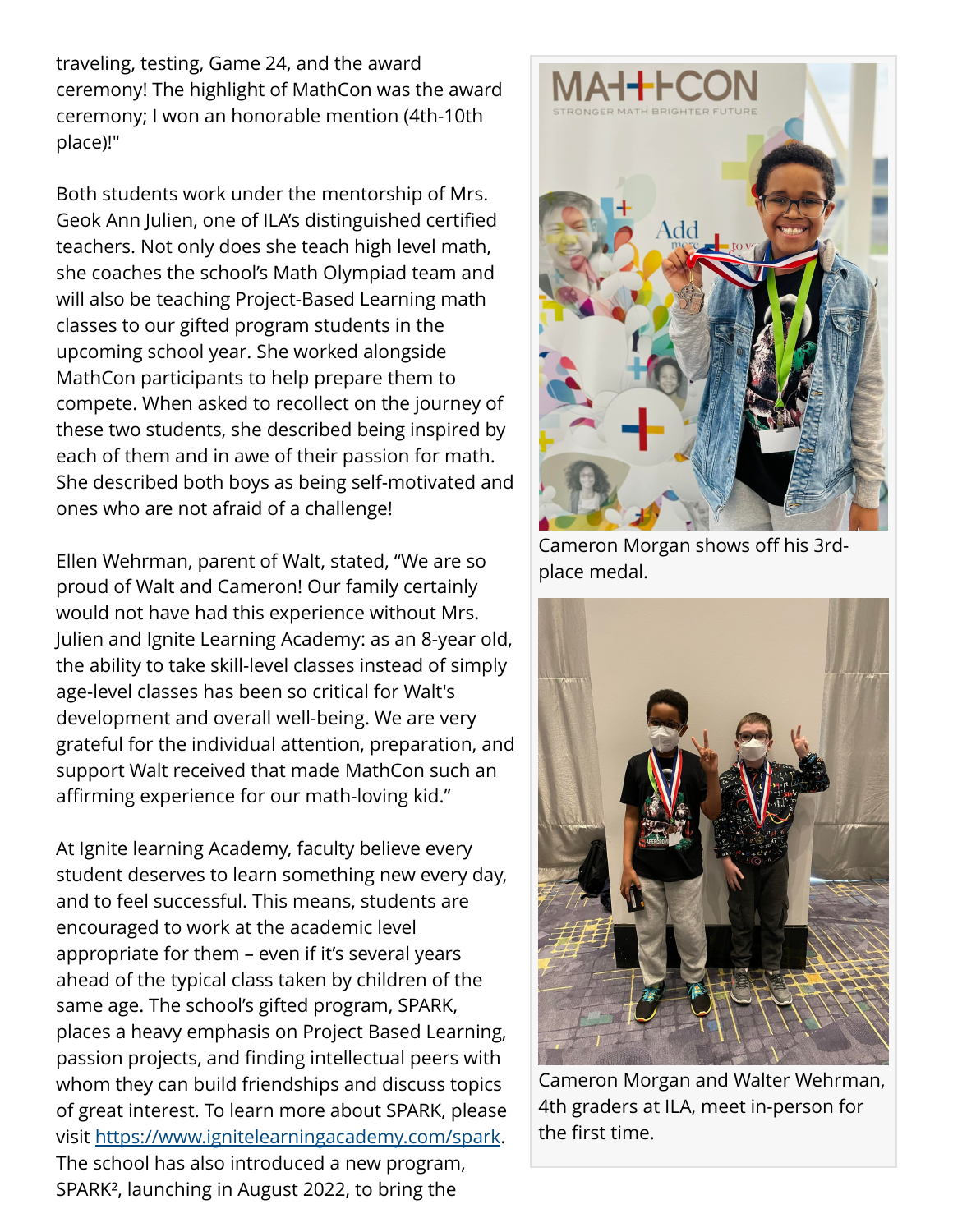traveling, testing, Game 24, and the award ceremony! The highlight of MathCon was the award ceremony; I won an honorable mention (4th-10th place)!"

Both students work under the mentorship of Mrs. Geok Ann Julien, one of ILA's distinguished certified teachers. Not only does she teach high level math, she coaches the school's Math Olympiad team and will also be teaching Project-Based Learning math classes to our gifted program students in the upcoming school year. She worked alongside MathCon participants to help prepare them to compete. When asked to recollect on the journey of these two students, she described being inspired by each of them and in awe of their passion for math. She described both boys as being self-motivated and ones who are not afraid of a challenge!

Ellen Wehrman, parent of Walt, stated, "We are so proud of Walt and Cameron! Our family certainly would not have had this experience without Mrs. Julien and Ignite Learning Academy: as an 8-year old, the ability to take skill-level classes instead of simply age-level classes has been so critical for Walt's development and overall well-being. We are very grateful for the individual attention, preparation, and support Walt received that made MathCon such an affirming experience for our math-loving kid."

At Ignite learning Academy, faculty believe every student deserves to learn something new every day, and to feel successful. This means, students are encouraged to work at the academic level appropriate for them – even if it's several years ahead of the typical class taken by children of the same age. The school's gifted program, SPARK, places a heavy emphasis on Project Based Learning, passion projects, and finding intellectual peers with whom they can build friendships and discuss topics of great interest. To learn more about SPARK, please visit [https://www.ignitelearningacademy.com/spark](https://www.ignitelearningacademy.com/spark). The school has also introduced a new program, SPARK², launching in August 2022, to bring the

Cameron Morgan shows off his 3rd-place medal.

Cameron Morgan and Walter Wehrman, 4th graders at ILA, meet in-person for the first time.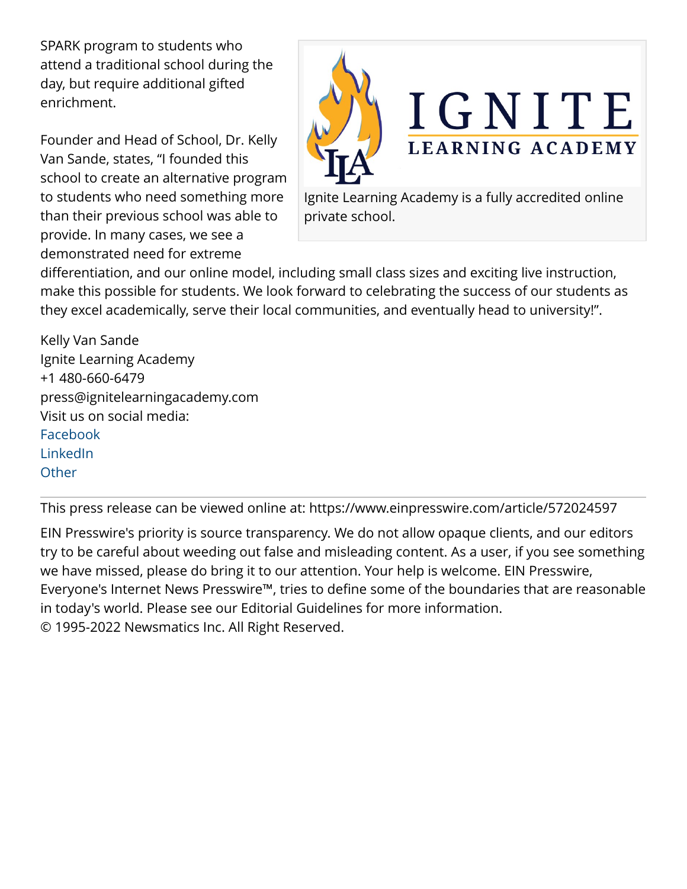SPARK program to students who attend a traditional school during the day, but require additional gifted enrichment.

Founder and Head of School, Dr. Kelly Van Sande, states, “I founded this school to create an alternative program to students who need something more than their previous school was able to provide. In many cases, we see a demonstrated need for extreme differentiation, and our online model, including small class sizes and exciting live instruction, make this possible for students. We look forward to celebrating the success of our students as they excel academically, serve their local communities, and eventually head to university!”.

Ignite Learning Academy is a fully accredited online private school.

Kelly Van Sande
Ignite Learning Academy
+1 480-660-6479
press@ignitelearningacademy.com
Visit us on social media:
Facebook
LinkedIn
Other

---

This press release can be viewed online at: https://www.einpresswire.com/article/572024597

EIN Presswire's priority is source transparency. We do not allow opaque clients, and our editors try to be careful about weeding out false and misleading content. As a user, if you see something we have missed, please do bring it to our attention. Your help is welcome. EIN Presswire, Everyone's Internet News Presswire™, tries to define some of the boundaries that are reasonable in today's world. Please see our Editorial Guidelines for more information.
© 1995-2022 Newsmatics Inc. All Right Reserved.